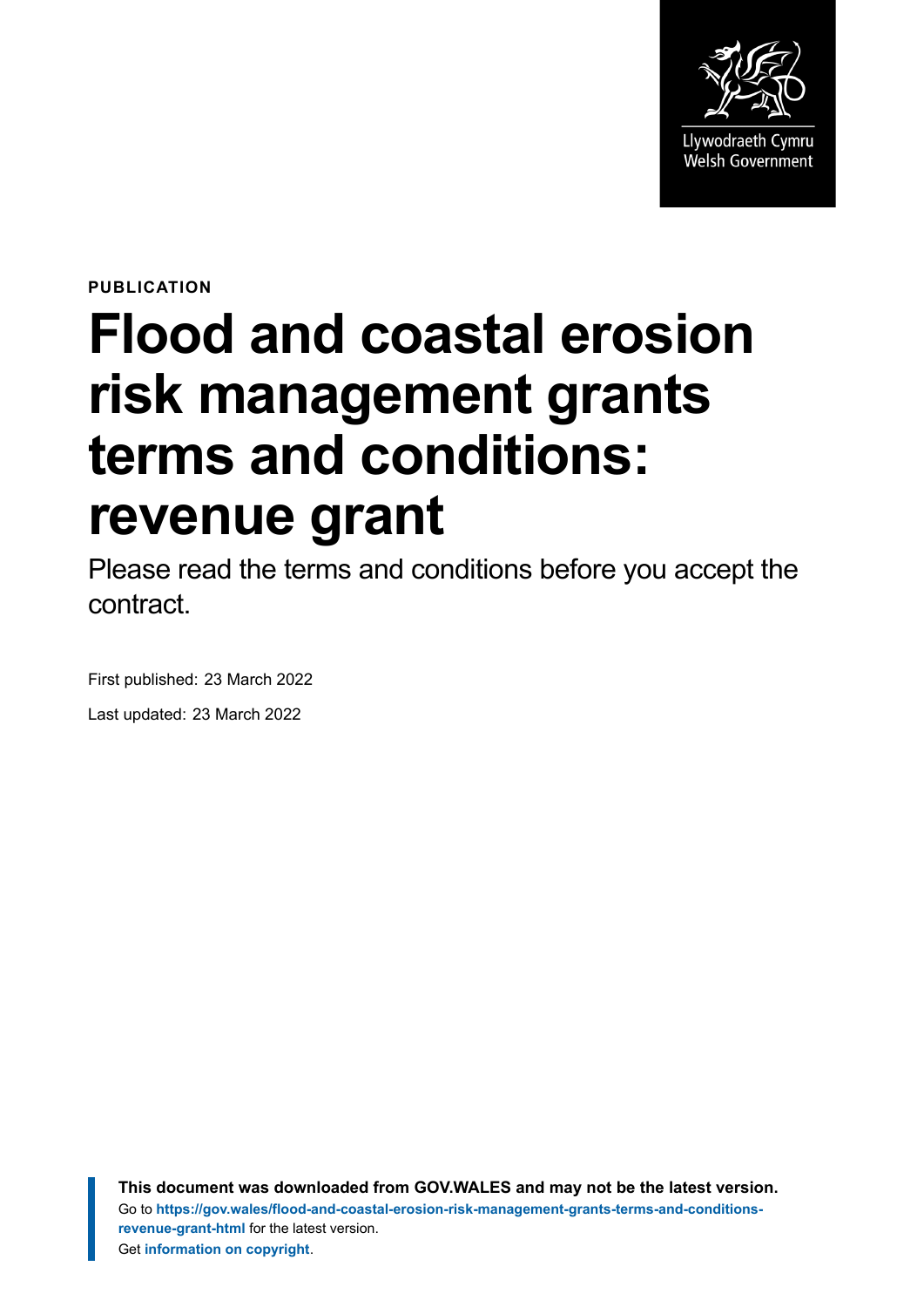Llywodraeth Cymru
Welsh Government

**PUBLICATION**

# Flood and coastal erosion risk management grants terms and conditions: revenue grant

Please read the terms and conditions before you accept the contract.

First published: 23 March 2022

Last updated: 23 March 2022

**This document was downloaded from GOV.WALES and may not be the latest version.**
Go to **https://gov.wales/flood-and-coastal-erosion-risk-management-grants-terms-and-conditions-revenue-grant-html** for the latest version.
Get **information on copyright**.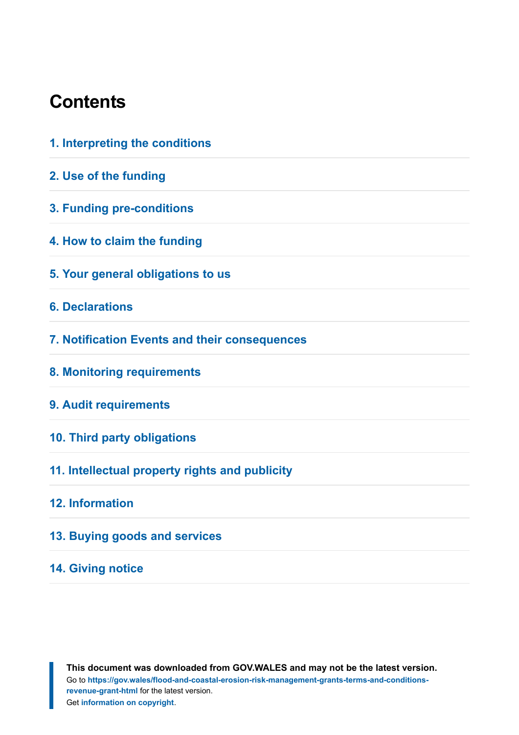## Contents

1. Interpreting the conditions
2. Use of the funding
3. Funding pre-conditions
4. How to claim the funding
5. Your general obligations to us
6. Declarations
7. Notification Events and their consequences
8. Monitoring requirements
9. Audit requirements
10. Third party obligations
11. Intellectual property rights and publicity
12. Information
13. Buying goods and services
14. Giving notice

**This document was downloaded from GOV.WALES and may not be the latest version.**
Go to **https://gov.wales/flood-and-coastal-erosion-risk-management-grants-terms-and-conditions-revenue-grant-html** for the latest version.
Get **information on copyright**.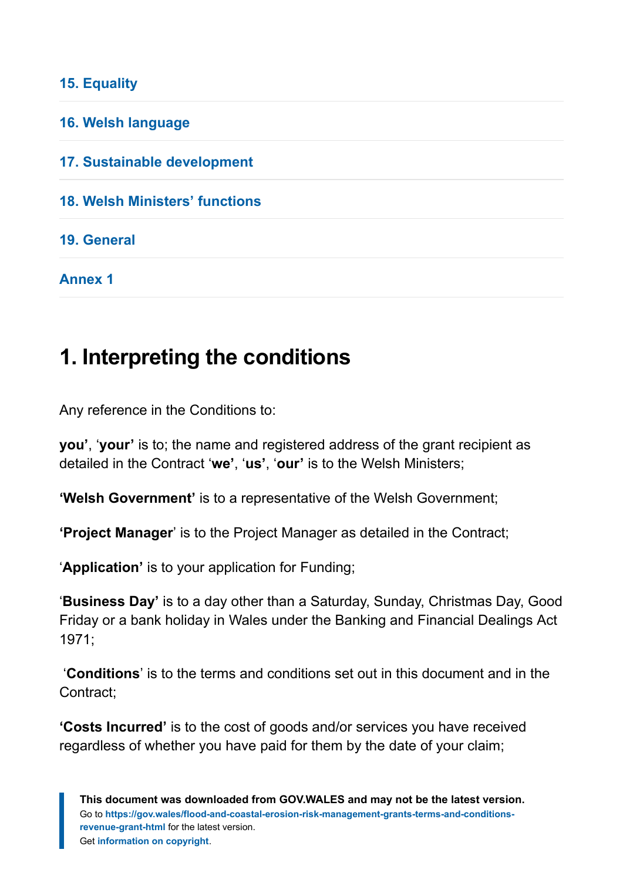15. Equality

16. Welsh language

17. Sustainable development

18. Welsh Ministers' functions

19. General

Annex 1

## 1. Interpreting the conditions

Any reference in the Conditions to:

**you'**, '**your'** is to; the name and registered address of the grant recipient as detailed in the Contract '**we'**, '**us'**, '**our'** is to the Welsh Ministers;

**'Welsh Government'** is to a representative of the Welsh Government;

**'Project Manager'** is to the Project Manager as detailed in the Contract;

'**Application'** is to your application for Funding;

'**Business Day'** is to a day other than a Saturday, Sunday, Christmas Day, Good Friday or a bank holiday in Wales under the Banking and Financial Dealings Act 1971;

'**Conditions**' is to the terms and conditions set out in this document and in the Contract;

**'Costs Incurred'** is to the cost of goods and/or services you have received regardless of whether you have paid for them by the date of your claim;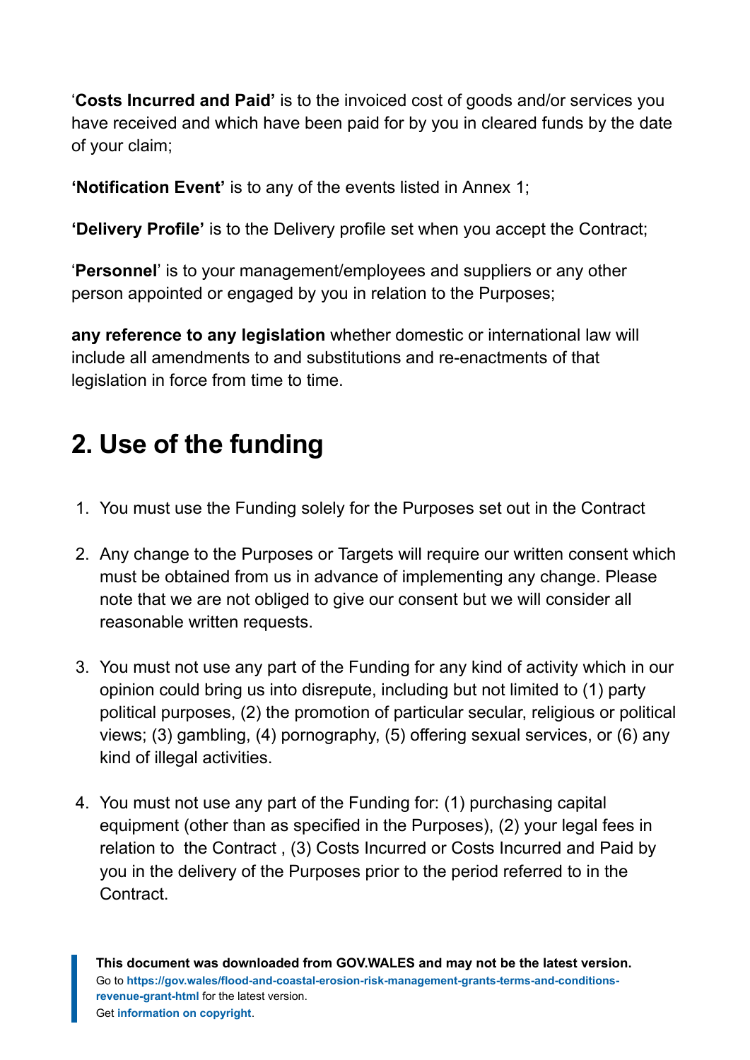'**Costs Incurred and Paid'** is to the invoiced cost of goods and/or services you have received and which have been paid for by you in cleared funds by the date of your claim;

**'Notification Event'** is to any of the events listed in Annex 1;

**'Delivery Profile'** is to the Delivery profile set when you accept the Contract;

'**Personnel**' is to your management/employees and suppliers or any other person appointed or engaged by you in relation to the Purposes;

**any reference to any legislation** whether domestic or international law will include all amendments to and substitutions and re-enactments of that legislation in force from time to time.

## 2. Use of the funding

1. You must use the Funding solely for the Purposes set out in the Contract
2. Any change to the Purposes or Targets will require our written consent which must be obtained from us in advance of implementing any change. Please note that we are not obliged to give our consent but we will consider all reasonable written requests.
3. You must not use any part of the Funding for any kind of activity which in our opinion could bring us into disrepute, including but not limited to (1) party political purposes, (2) the promotion of particular secular, religious or political views; (3) gambling, (4) pornography, (5) offering sexual services, or (6) any kind of illegal activities.
4. You must not use any part of the Funding for: (1) purchasing capital equipment (other than as specified in the Purposes), (2) your legal fees in relation to the Contract , (3) Costs Incurred or Costs Incurred and Paid by you in the delivery of the Purposes prior to the period referred to in the Contract.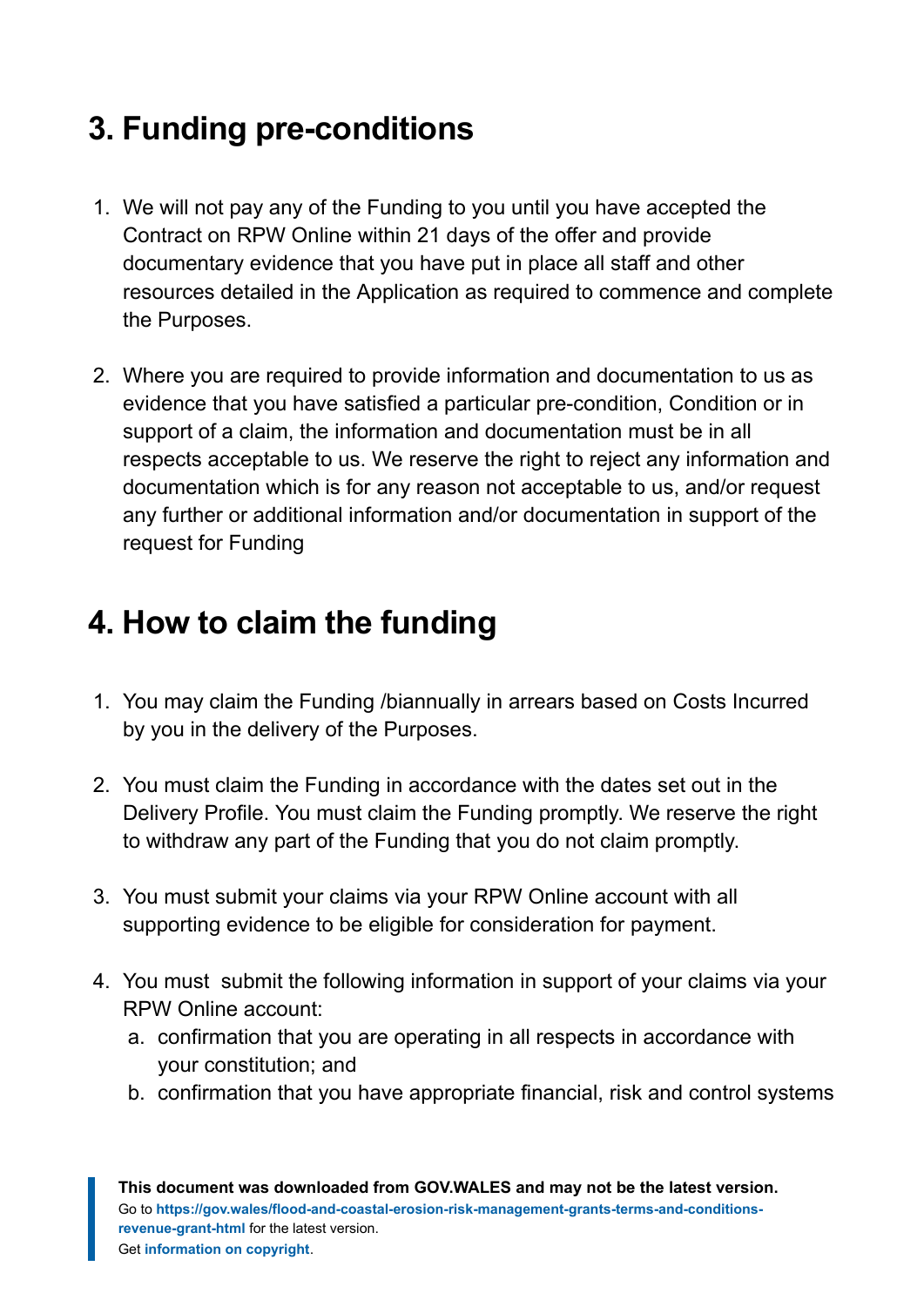## 3. Funding pre-conditions

1. We will not pay any of the Funding to you until you have accepted the Contract on RPW Online within 21 days of the offer and provide documentary evidence that you have put in place all staff and other resources detailed in the Application as required to commence and complete the Purposes.

2. Where you are required to provide information and documentation to us as evidence that you have satisfied a particular pre-condition, Condition or in support of a claim, the information and documentation must be in all respects acceptable to us. We reserve the right to reject any information and documentation which is for any reason not acceptable to us, and/or request any further or additional information and/or documentation in support of the request for Funding

## 4. How to claim the funding

1. You may claim the Funding /biannually in arrears based on Costs Incurred by you in the delivery of the Purposes.

2. You must claim the Funding in accordance with the dates set out in the Delivery Profile. You must claim the Funding promptly. We reserve the right to withdraw any part of the Funding that you do not claim promptly.

3. You must submit your claims via your RPW Online account with all supporting evidence to be eligible for consideration for payment.

4. You must submit the following information in support of your claims via your RPW Online account:
   a. confirmation that you are operating in all respects in accordance with your constitution; and
   b. confirmation that you have appropriate financial, risk and control systems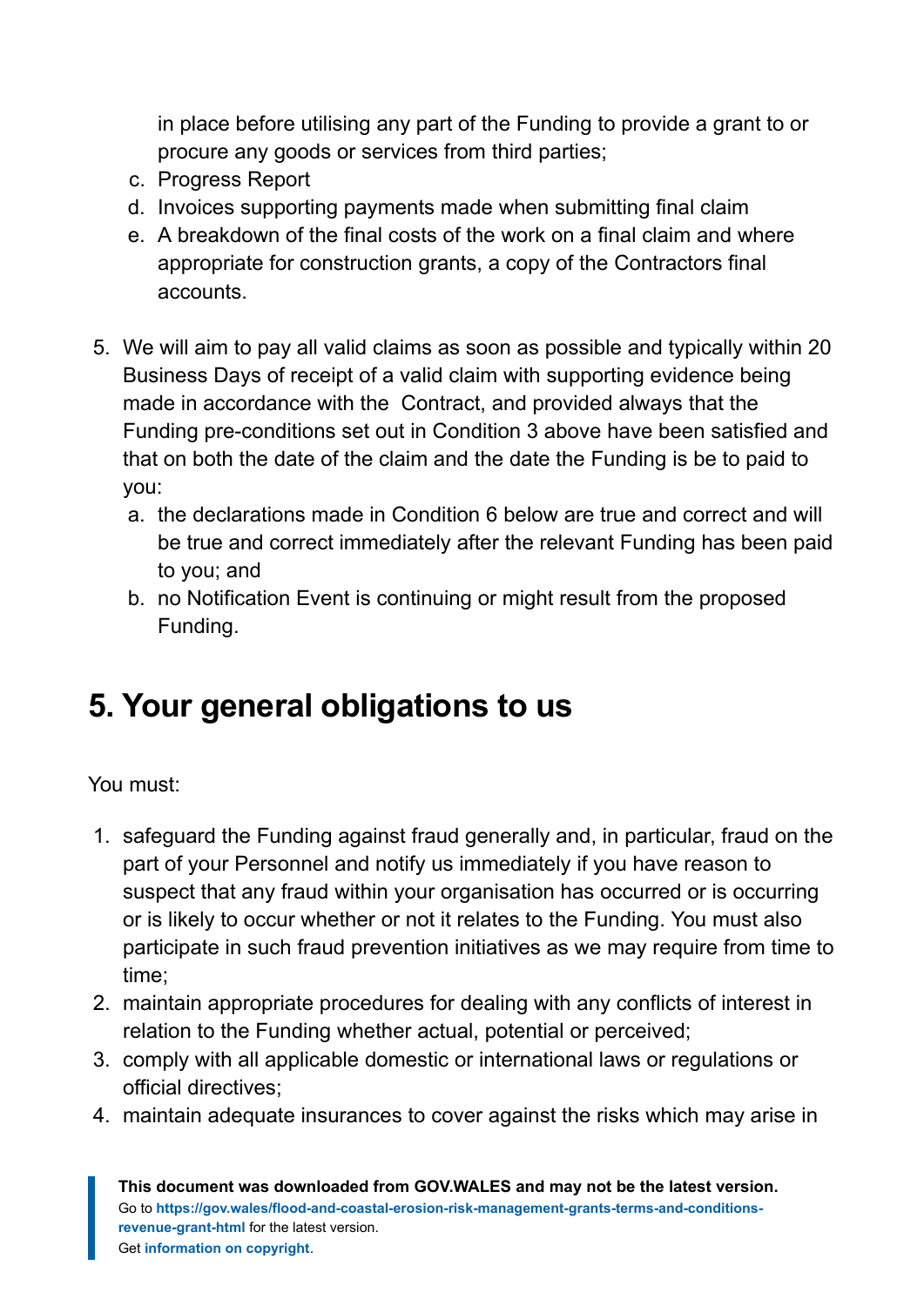in place before utilising any part of the Funding to provide a grant to or procure any goods or services from third parties;

c. Progress Report
d. Invoices supporting payments made when submitting final claim
e. A breakdown of the final costs of the work on a final claim and where appropriate for construction grants, a copy of the Contractors final accounts.

5. We will aim to pay all valid claims as soon as possible and typically within 20 Business Days of receipt of a valid claim with supporting evidence being made in accordance with the  Contract, and provided always that the Funding pre-conditions set out in Condition 3 above have been satisfied and that on both the date of the claim and the date the Funding is be to paid to you:
   a. the declarations made in Condition 6 below are true and correct and will be true and correct immediately after the relevant Funding has been paid to you; and
   b. no Notification Event is continuing or might result from the proposed Funding.

## 5. Your general obligations to us

You must:

1. safeguard the Funding against fraud generally and, in particular, fraud on the part of your Personnel and notify us immediately if you have reason to suspect that any fraud within your organisation has occurred or is occurring or is likely to occur whether or not it relates to the Funding. You must also participate in such fraud prevention initiatives as we may require from time to time;
2. maintain appropriate procedures for dealing with any conflicts of interest in relation to the Funding whether actual, potential or perceived;
3. comply with all applicable domestic or international laws or regulations or official directives;
4. maintain adequate insurances to cover against the risks which may arise in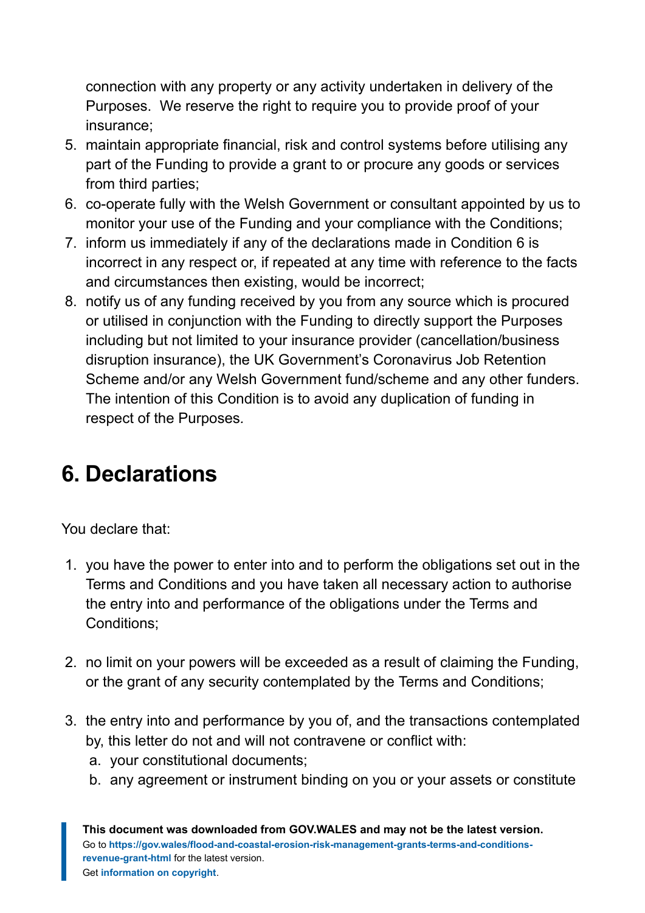connection with any property or any activity undertaken in delivery of the Purposes. We reserve the right to require you to provide proof of your insurance;

5. maintain appropriate financial, risk and control systems before utilising any part of the Funding to provide a grant to or procure any goods or services from third parties;
6. co-operate fully with the Welsh Government or consultant appointed by us to monitor your use of the Funding and your compliance with the Conditions;
7. inform us immediately if any of the declarations made in Condition 6 is incorrect in any respect or, if repeated at any time with reference to the facts and circumstances then existing, would be incorrect;
8. notify us of any funding received by you from any source which is procured or utilised in conjunction with the Funding to directly support the Purposes including but not limited to your insurance provider (cancellation/business disruption insurance), the UK Government's Coronavirus Job Retention Scheme and/or any Welsh Government fund/scheme and any other funders. The intention of this Condition is to avoid any duplication of funding in respect of the Purposes.

## 6. Declarations

You declare that:

1. you have the power to enter into and to perform the obligations set out in the Terms and Conditions and you have taken all necessary action to authorise the entry into and performance of the obligations under the Terms and Conditions;

2. no limit on your powers will be exceeded as a result of claiming the Funding, or the grant of any security contemplated by the Terms and Conditions;

3. the entry into and performance by you of, and the transactions contemplated by, this letter do not and will not contravene or conflict with:
   a. your constitutional documents;
   b. any agreement or instrument binding on you or your assets or constitute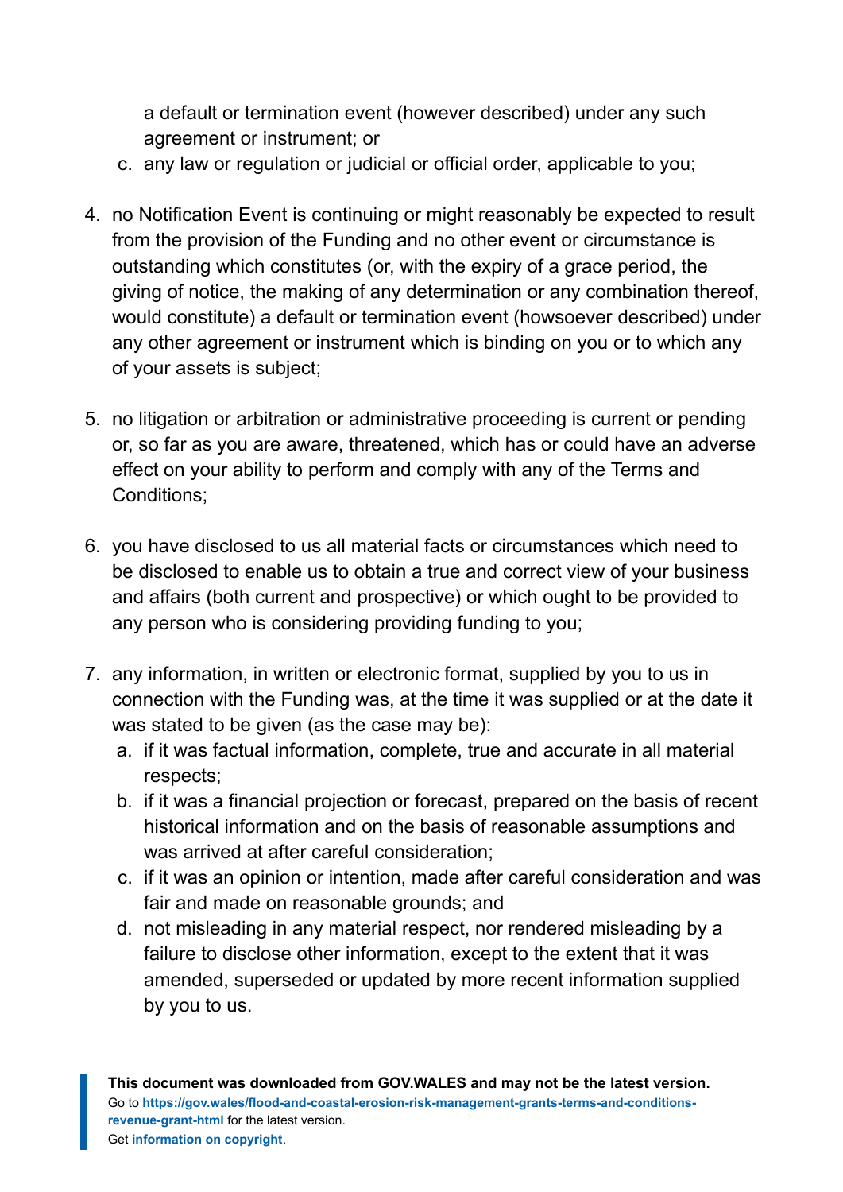a default or termination event (however described) under any such agreement or instrument; or

   c. any law or regulation or judicial or official order, applicable to you;

4. no Notification Event is continuing or might reasonably be expected to result from the provision of the Funding and no other event or circumstance is outstanding which constitutes (or, with the expiry of a grace period, the giving of notice, the making of any determination or any combination thereof, would constitute) a default or termination event (howsoever described) under any other agreement or instrument which is binding on you or to which any of your assets is subject;

5. no litigation or arbitration or administrative proceeding is current or pending or, so far as you are aware, threatened, which has or could have an adverse effect on your ability to perform and comply with any of the Terms and Conditions;

6. you have disclosed to us all material facts or circumstances which need to be disclosed to enable us to obtain a true and correct view of your business and affairs (both current and prospective) or which ought to be provided to any person who is considering providing funding to you;

7. any information, in written or electronic format, supplied by you to us in connection with the Funding was, at the time it was supplied or at the date it was stated to be given (as the case may be):
   a. if it was factual information, complete, true and accurate in all material respects;
   b. if it was a financial projection or forecast, prepared on the basis of recent historical information and on the basis of reasonable assumptions and was arrived at after careful consideration;
   c. if it was an opinion or intention, made after careful consideration and was fair and made on reasonable grounds; and
   d. not misleading in any material respect, nor rendered misleading by a failure to disclose other information, except to the extent that it was amended, superseded or updated by more recent information supplied by you to us.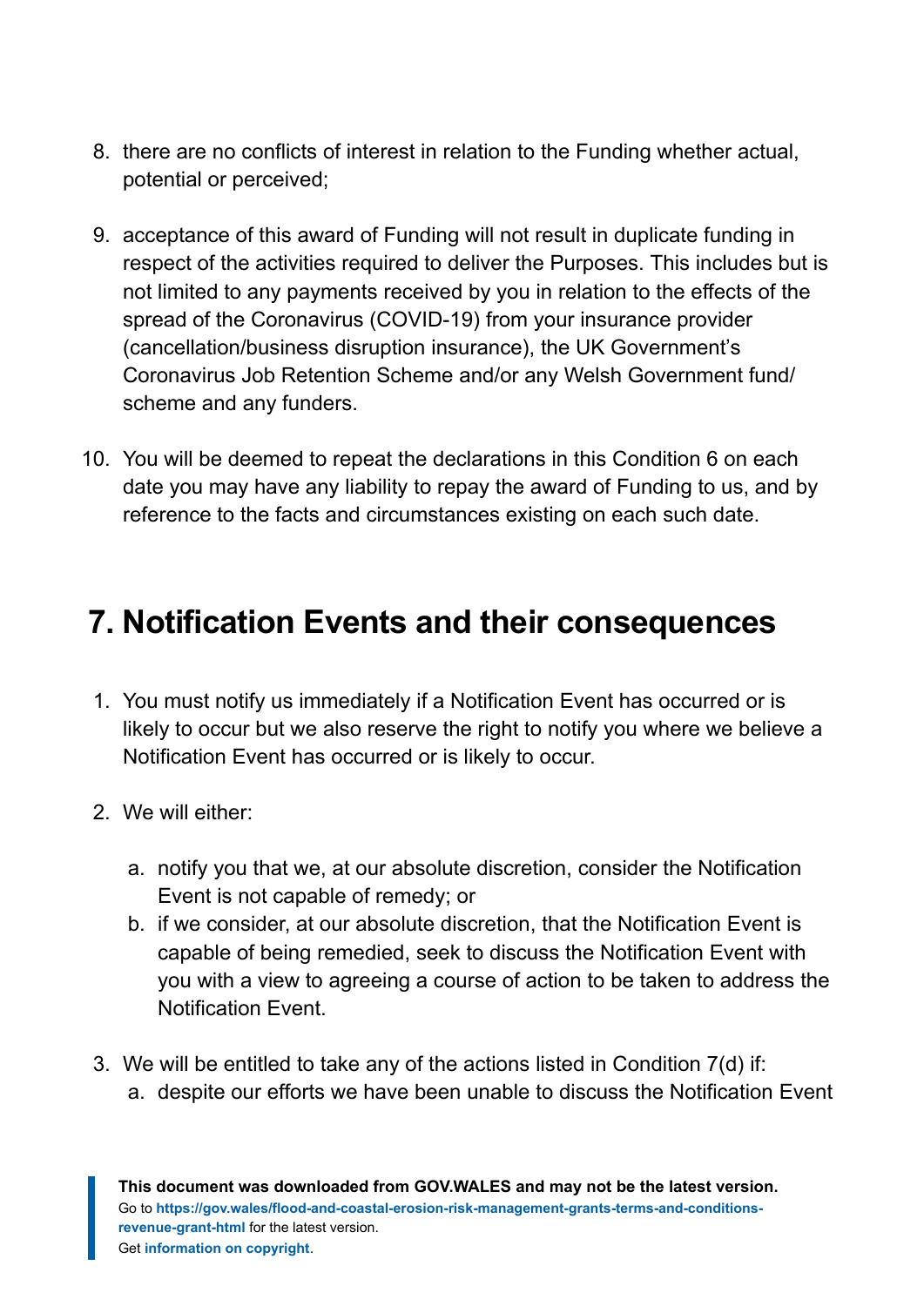8. there are no conflicts of interest in relation to the Funding whether actual, potential or perceived;

9. acceptance of this award of Funding will not result in duplicate funding in respect of the activities required to deliver the Purposes. This includes but is not limited to any payments received by you in relation to the effects of the spread of the Coronavirus (COVID-19) from your insurance provider (cancellation/business disruption insurance), the UK Government's Coronavirus Job Retention Scheme and/or any Welsh Government fund/ scheme and any funders.

10. You will be deemed to repeat the declarations in this Condition 6 on each date you may have any liability to repay the award of Funding to us, and by reference to the facts and circumstances existing on each such date.

## 7. Notification Events and their consequences

1. You must notify us immediately if a Notification Event has occurred or is likely to occur but we also reserve the right to notify you where we believe a Notification Event has occurred or is likely to occur.

2. We will either:

   a. notify you that we, at our absolute discretion, consider the Notification Event is not capable of remedy; or
   b. if we consider, at our absolute discretion, that the Notification Event is capable of being remedied, seek to discuss the Notification Event with you with a view to agreeing a course of action to be taken to address the Notification Event.

3. We will be entitled to take any of the actions listed in Condition 7(d) if:
   a. despite our efforts we have been unable to discuss the Notification Event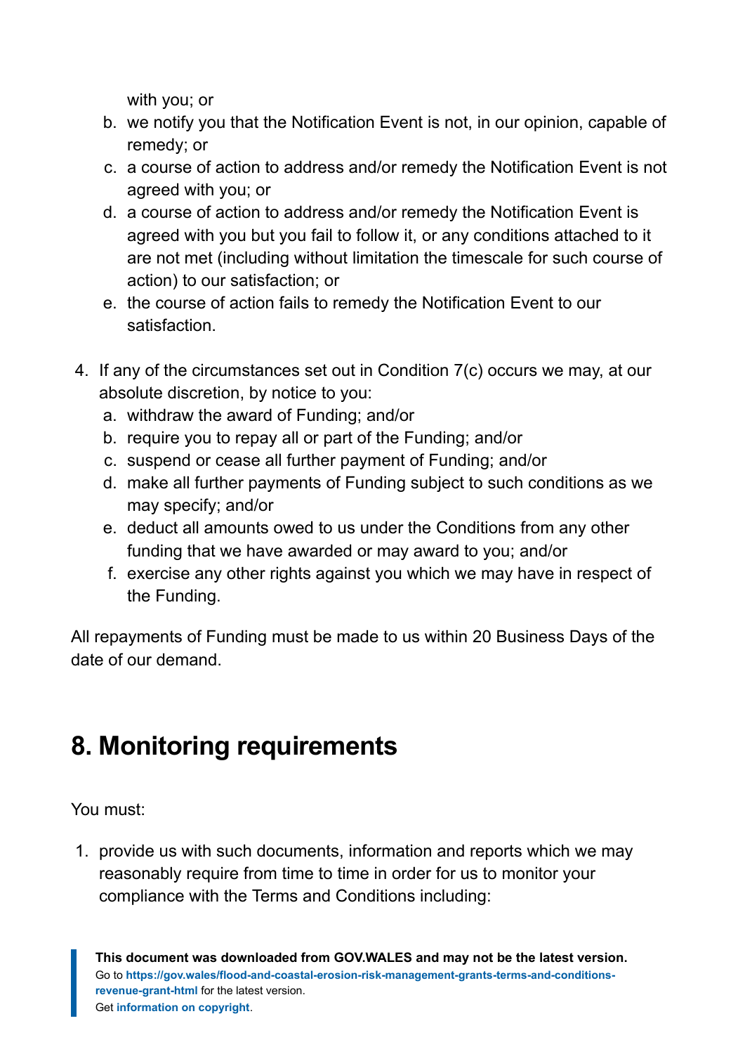with you; or

b. we notify you that the Notification Event is not, in our opinion, capable of remedy; or
c. a course of action to address and/or remedy the Notification Event is not agreed with you; or
d. a course of action to address and/or remedy the Notification Event is agreed with you but you fail to follow it, or any conditions attached to it are not met (including without limitation the timescale for such course of action) to our satisfaction; or
e. the course of action fails to remedy the Notification Event to our satisfaction.

4. If any of the circumstances set out in Condition 7(c) occurs we may, at our absolute discretion, by notice to you:
   a. withdraw the award of Funding; and/or
   b. require you to repay all or part of the Funding; and/or
   c. suspend or cease all further payment of Funding; and/or
   d. make all further payments of Funding subject to such conditions as we may specify; and/or
   e. deduct all amounts owed to us under the Conditions from any other funding that we have awarded or may award to you; and/or
   f. exercise any other rights against you which we may have in respect of the Funding.

All repayments of Funding must be made to us within 20 Business Days of the date of our demand.

## 8. Monitoring requirements

You must:

1. provide us with such documents, information and reports which we may reasonably require from time to time in order for us to monitor your compliance with the Terms and Conditions including: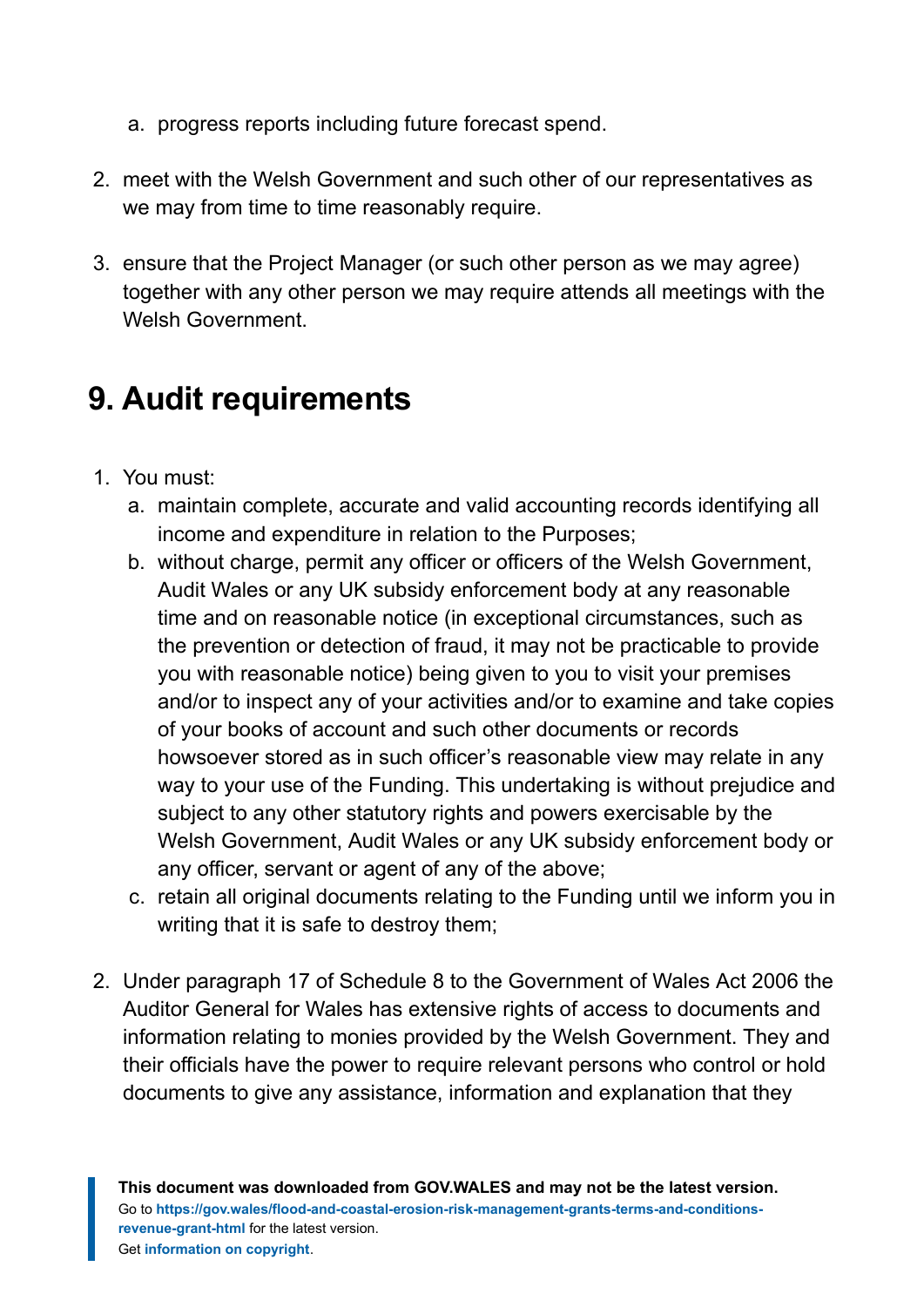a. progress reports including future forecast spend.

2. meet with the Welsh Government and such other of our representatives as we may from time to time reasonably require.

3. ensure that the Project Manager (or such other person as we may agree) together with any other person we may require attends all meetings with the Welsh Government.

## 9. Audit requirements

1. You must:
   a. maintain complete, accurate and valid accounting records identifying all income and expenditure in relation to the Purposes;
   b. without charge, permit any officer or officers of the Welsh Government, Audit Wales or any UK subsidy enforcement body at any reasonable time and on reasonable notice (in exceptional circumstances, such as the prevention or detection of fraud, it may not be practicable to provide you with reasonable notice) being given to you to visit your premises and/or to inspect any of your activities and/or to examine and take copies of your books of account and such other documents or records howsoever stored as in such officer's reasonable view may relate in any way to your use of the Funding. This undertaking is without prejudice and subject to any other statutory rights and powers exercisable by the Welsh Government, Audit Wales or any UK subsidy enforcement body or any officer, servant or agent of any of the above;
   c. retain all original documents relating to the Funding until we inform you in writing that it is safe to destroy them;

2. Under paragraph 17 of Schedule 8 to the Government of Wales Act 2006 the Auditor General for Wales has extensive rights of access to documents and information relating to monies provided by the Welsh Government. They and their officials have the power to require relevant persons who control or hold documents to give any assistance, information and explanation that they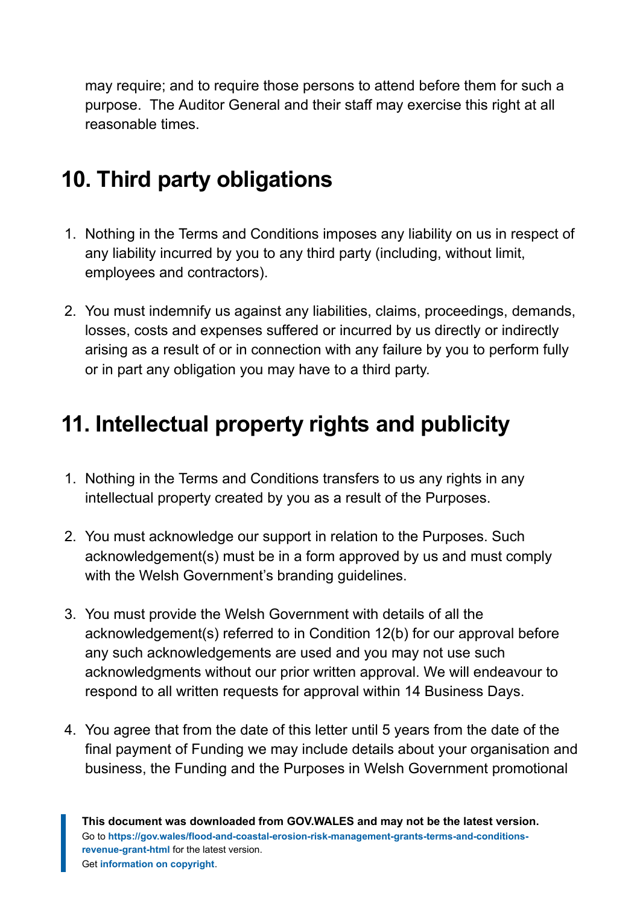may require; and to require those persons to attend before them for such a purpose. The Auditor General and their staff may exercise this right at all reasonable times.

## 10. Third party obligations

1. Nothing in the Terms and Conditions imposes any liability on us in respect of any liability incurred by you to any third party (including, without limit, employees and contractors).

2. You must indemnify us against any liabilities, claims, proceedings, demands, losses, costs and expenses suffered or incurred by us directly or indirectly arising as a result of or in connection with any failure by you to perform fully or in part any obligation you may have to a third party.

## 11. Intellectual property rights and publicity

1. Nothing in the Terms and Conditions transfers to us any rights in any intellectual property created by you as a result of the Purposes.

2. You must acknowledge our support in relation to the Purposes. Such acknowledgement(s) must be in a form approved by us and must comply with the Welsh Government's branding guidelines.

3. You must provide the Welsh Government with details of all the acknowledgement(s) referred to in Condition 12(b) for our approval before any such acknowledgements are used and you may not use such acknowledgments without our prior written approval. We will endeavour to respond to all written requests for approval within 14 Business Days.

4. You agree that from the date of this letter until 5 years from the date of the final payment of Funding we may include details about your organisation and business, the Funding and the Purposes in Welsh Government promotional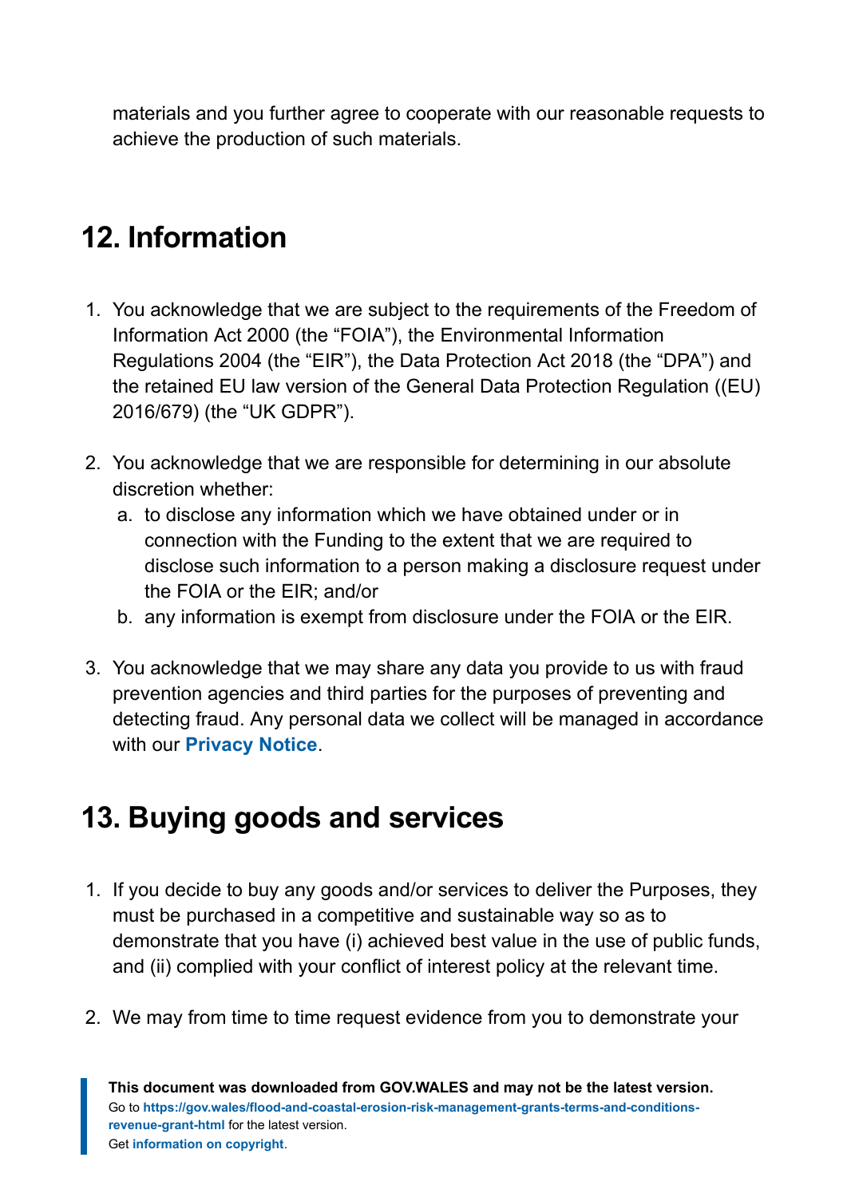materials and you further agree to cooperate with our reasonable requests to achieve the production of such materials.

## 12. Information

1. You acknowledge that we are subject to the requirements of the Freedom of Information Act 2000 (the "FOIA"), the Environmental Information Regulations 2004 (the "EIR"), the Data Protection Act 2018 (the "DPA") and the retained EU law version of the General Data Protection Regulation ((EU) 2016/679) (the "UK GDPR").

2. You acknowledge that we are responsible for determining in our absolute discretion whether:
   a. to disclose any information which we have obtained under or in connection with the Funding to the extent that we are required to disclose such information to a person making a disclosure request under the FOIA or the EIR; and/or
   b. any information is exempt from disclosure under the FOIA or the EIR.

3. You acknowledge that we may share any data you provide to us with fraud prevention agencies and third parties for the purposes of preventing and detecting fraud. Any personal data we collect will be managed in accordance with our **Privacy Notice**.

## 13. Buying goods and services

1. If you decide to buy any goods and/or services to deliver the Purposes, they must be purchased in a competitive and sustainable way so as to demonstrate that you have (i) achieved best value in the use of public funds, and (ii) complied with your conflict of interest policy at the relevant time.

2. We may from time to time request evidence from you to demonstrate your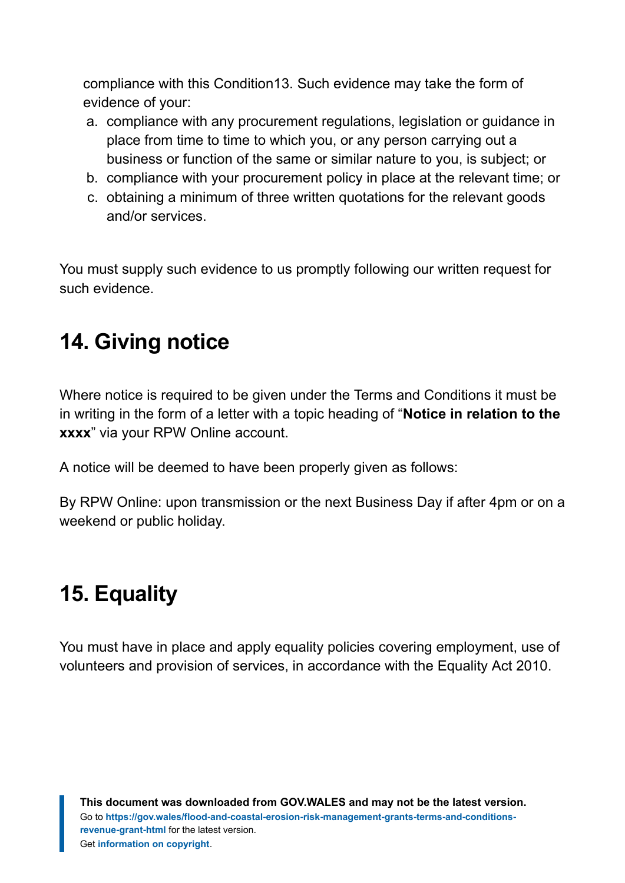compliance with this Condition13. Such evidence may take the form of evidence of your:

a. compliance with any procurement regulations, legislation or guidance in place from time to time to which you, or any person carrying out a business or function of the same or similar nature to you, is subject; or
b. compliance with your procurement policy in place at the relevant time; or
c. obtaining a minimum of three written quotations for the relevant goods and/or services.

You must supply such evidence to us promptly following our written request for such evidence.

## 14. Giving notice

Where notice is required to be given under the Terms and Conditions it must be in writing in the form of a letter with a topic heading of "**Notice in relation to the xxxx**" via your RPW Online account.

A notice will be deemed to have been properly given as follows:

By RPW Online: upon transmission or the next Business Day if after 4pm or on a weekend or public holiday.

## 15. Equality

You must have in place and apply equality policies covering employment, use of volunteers and provision of services, in accordance with the Equality Act 2010.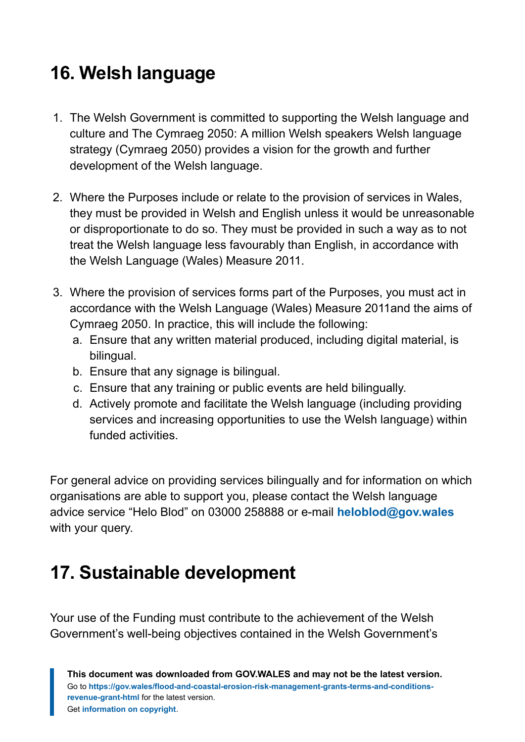## 16. Welsh language

1. The Welsh Government is committed to supporting the Welsh language and culture and The Cymraeg 2050: A million Welsh speakers Welsh language strategy (Cymraeg 2050) provides a vision for the growth and further development of the Welsh language.
2. Where the Purposes include or relate to the provision of services in Wales, they must be provided in Welsh and English unless it would be unreasonable or disproportionate to do so. They must be provided in such a way as to not treat the Welsh language less favourably than English, in accordance with the Welsh Language (Wales) Measure 2011.
3. Where the provision of services forms part of the Purposes, you must act in accordance with the Welsh Language (Wales) Measure 2011and the aims of Cymraeg 2050. In practice, this will include the following:
   a. Ensure that any written material produced, including digital material, is bilingual.
   b. Ensure that any signage is bilingual.
   c. Ensure that any training or public events are held bilingually.
   d. Actively promote and facilitate the Welsh language (including providing services and increasing opportunities to use the Welsh language) within funded activities.

For general advice on providing services bilingually and for information on which organisations are able to support you, please contact the Welsh language advice service “Helo Blod” on 03000 258888 or e-mail **heloblod@gov.wales** with your query.

## 17. Sustainable development

Your use of the Funding must contribute to the achievement of the Welsh Government’s well-being objectives contained in the Welsh Government’s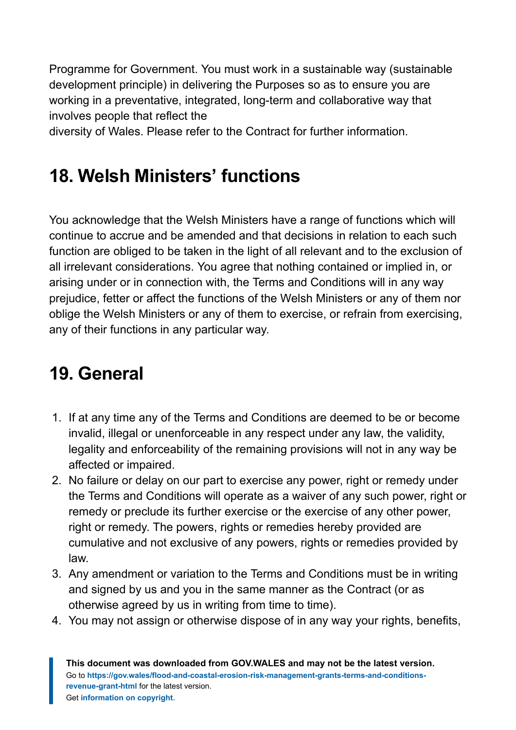Programme for Government. You must work in a sustainable way (sustainable development principle) in delivering the Purposes so as to ensure you are working in a preventative, integrated, long-term and collaborative way that involves people that reflect the diversity of Wales. Please refer to the Contract for further information.

## 18. Welsh Ministers' functions

You acknowledge that the Welsh Ministers have a range of functions which will continue to accrue and be amended and that decisions in relation to each such function are obliged to be taken in the light of all relevant and to the exclusion of all irrelevant considerations. You agree that nothing contained or implied in, or arising under or in connection with, the Terms and Conditions will in any way prejudice, fetter or affect the functions of the Welsh Ministers or any of them nor oblige the Welsh Ministers or any of them to exercise, or refrain from exercising, any of their functions in any particular way.

## 19. General

1. If at any time any of the Terms and Conditions are deemed to be or become invalid, illegal or unenforceable in any respect under any law, the validity, legality and enforceability of the remaining provisions will not in any way be affected or impaired.
2. No failure or delay on our part to exercise any power, right or remedy under the Terms and Conditions will operate as a waiver of any such power, right or remedy or preclude its further exercise or the exercise of any other power, right or remedy. The powers, rights or remedies hereby provided are cumulative and not exclusive of any powers, rights or remedies provided by law.
3. Any amendment or variation to the Terms and Conditions must be in writing and signed by us and you in the same manner as the Contract (or as otherwise agreed by us in writing from time to time).
4. You may not assign or otherwise dispose of in any way your rights, benefits,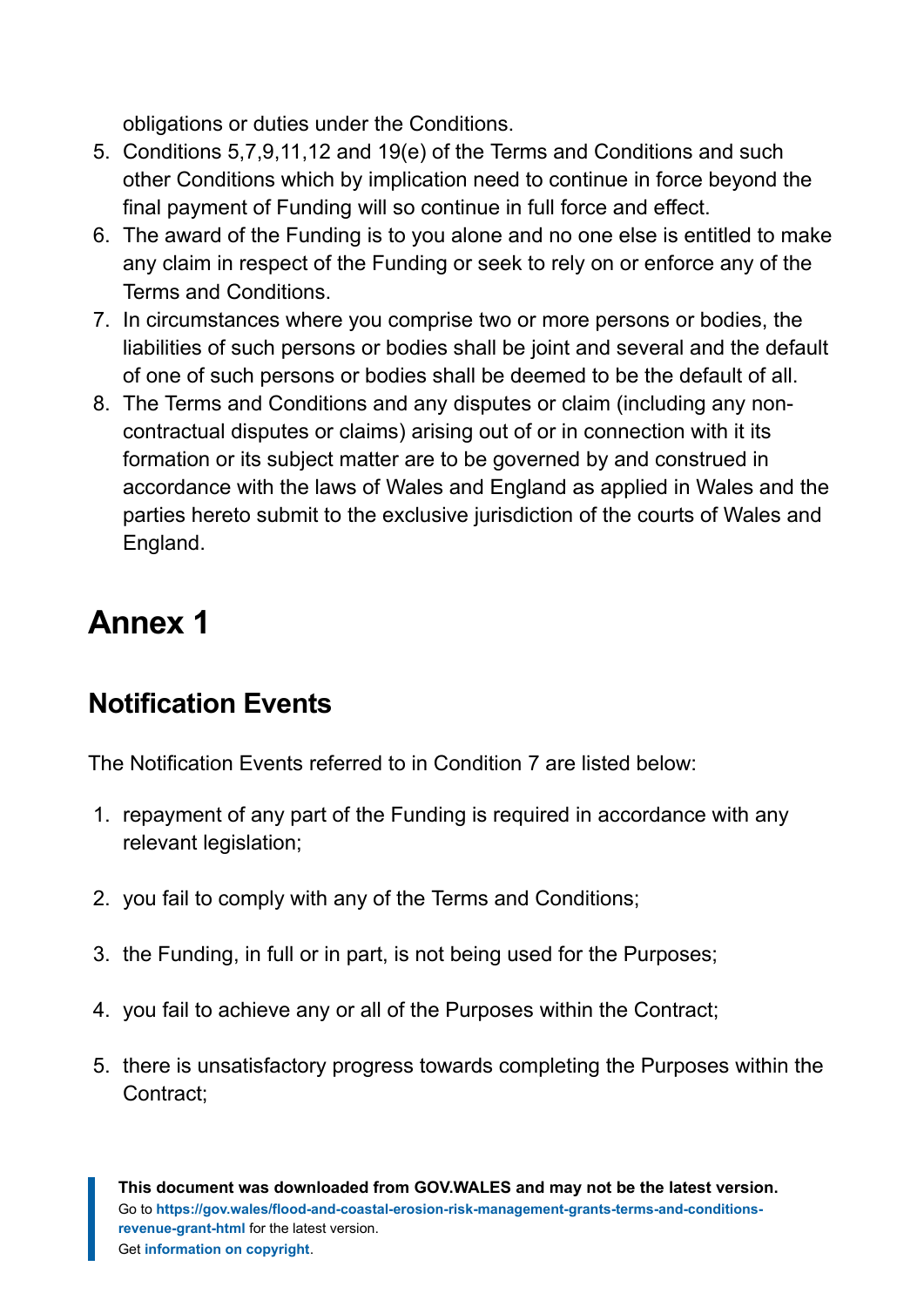obligations or duties under the Conditions.

5. Conditions 5,7,9,11,12 and 19(e) of the Terms and Conditions and such other Conditions which by implication need to continue in force beyond the final payment of Funding will so continue in full force and effect.
6. The award of the Funding is to you alone and no one else is entitled to make any claim in respect of the Funding or seek to rely on or enforce any of the Terms and Conditions.
7. In circumstances where you comprise two or more persons or bodies, the liabilities of such persons or bodies shall be joint and several and the default of one of such persons or bodies shall be deemed to be the default of all.
8. The Terms and Conditions and any disputes or claim (including any non-contractual disputes or claims) arising out of or in connection with it its formation or its subject matter are to be governed by and construed in accordance with the laws of Wales and England as applied in Wales and the parties hereto submit to the exclusive jurisdiction of the courts of Wales and England.

# Annex 1

## Notification Events

The Notification Events referred to in Condition 7 are listed below:

1. repayment of any part of the Funding is required in accordance with any relevant legislation;
2. you fail to comply with any of the Terms and Conditions;
3. the Funding, in full or in part, is not being used for the Purposes;
4. you fail to achieve any or all of the Purposes within the Contract;
5. there is unsatisfactory progress towards completing the Purposes within the Contract;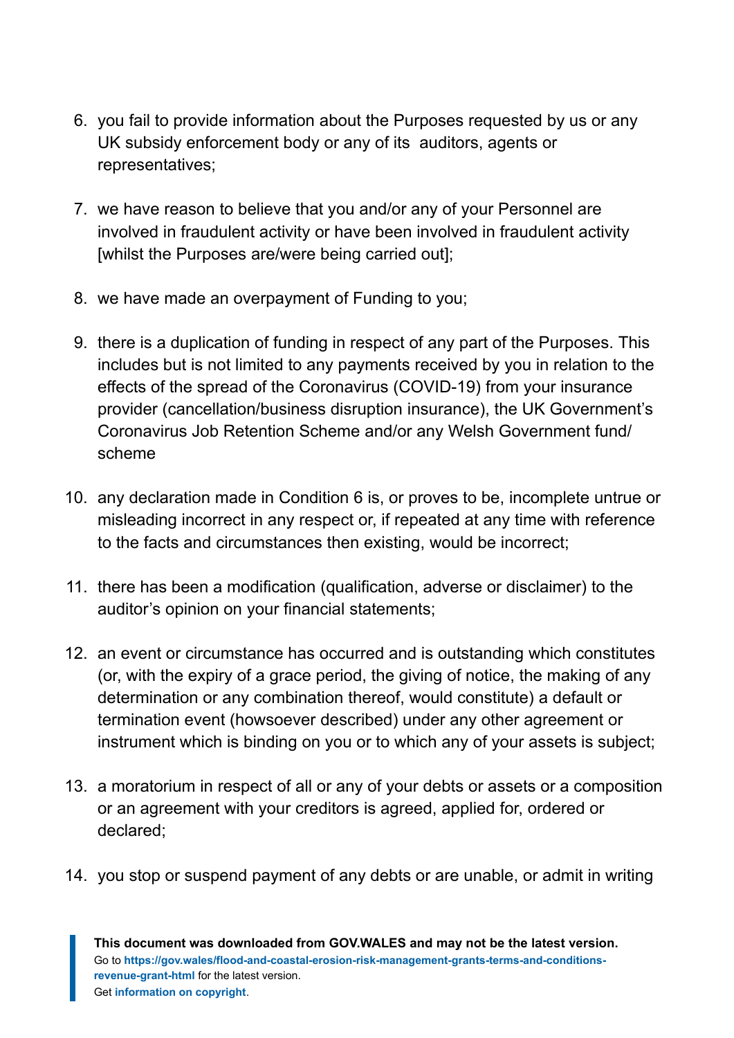6. you fail to provide information about the Purposes requested by us or any UK subsidy enforcement body or any of its auditors, agents or representatives;

7. we have reason to believe that you and/or any of your Personnel are involved in fraudulent activity or have been involved in fraudulent activity [whilst the Purposes are/were being carried out];

8. we have made an overpayment of Funding to you;

9. there is a duplication of funding in respect of any part of the Purposes. This includes but is not limited to any payments received by you in relation to the effects of the spread of the Coronavirus (COVID-19) from your insurance provider (cancellation/business disruption insurance), the UK Government's Coronavirus Job Retention Scheme and/or any Welsh Government fund/ scheme

10. any declaration made in Condition 6 is, or proves to be, incomplete untrue or misleading incorrect in any respect or, if repeated at any time with reference to the facts and circumstances then existing, would be incorrect;

11. there has been a modification (qualification, adverse or disclaimer) to the auditor's opinion on your financial statements;

12. an event or circumstance has occurred and is outstanding which constitutes (or, with the expiry of a grace period, the giving of notice, the making of any determination or any combination thereof, would constitute) a default or termination event (howsoever described) under any other agreement or instrument which is binding on you or to which any of your assets is subject;

13. a moratorium in respect of all or any of your debts or assets or a composition or an agreement with your creditors is agreed, applied for, ordered or declared;

14. you stop or suspend payment of any debts or are unable, or admit in writing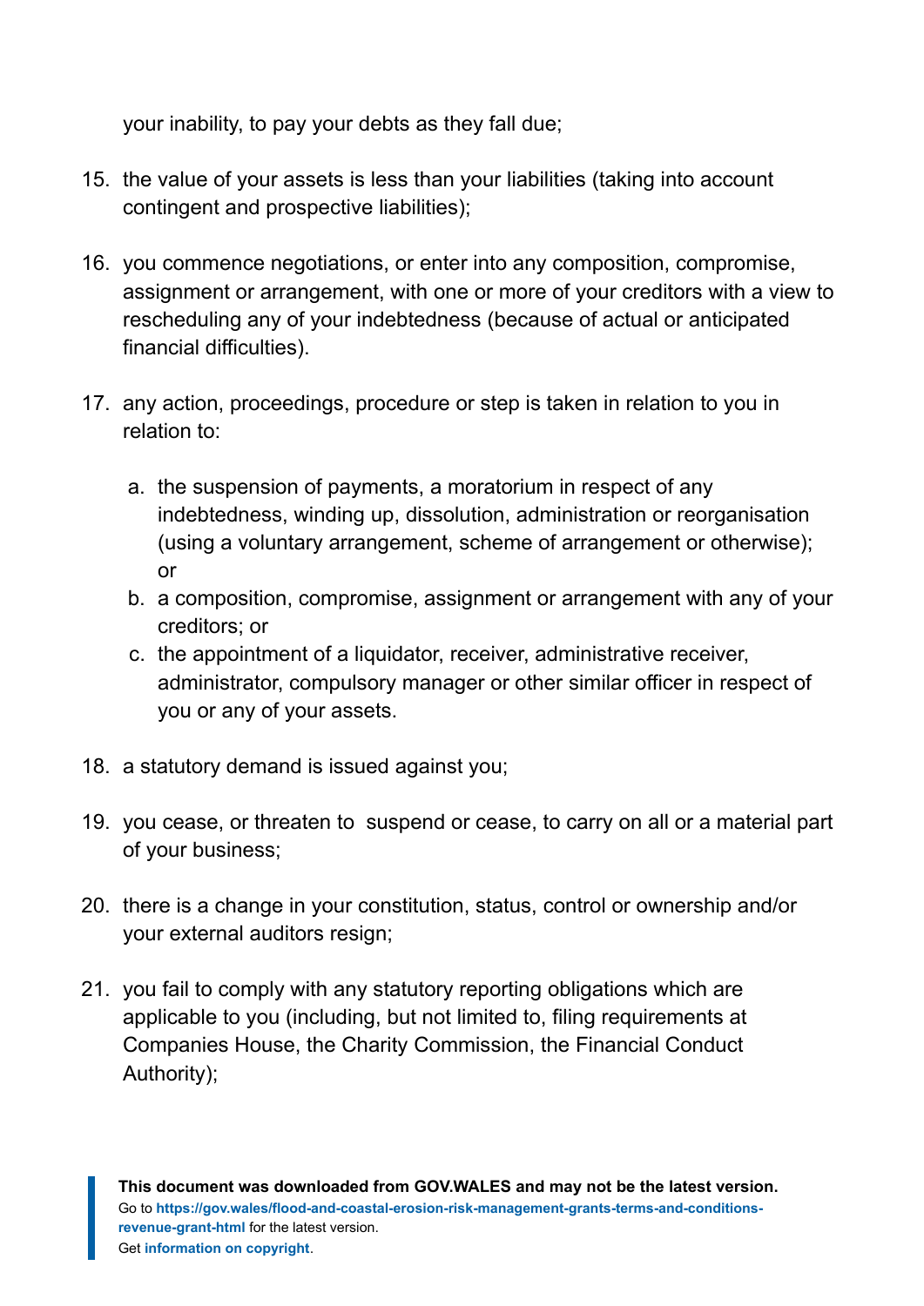your inability, to pay your debts as they fall due;

15. the value of your assets is less than your liabilities (taking into account contingent and prospective liabilities);

16. you commence negotiations, or enter into any composition, compromise, assignment or arrangement, with one or more of your creditors with a view to rescheduling any of your indebtedness (because of actual or anticipated financial difficulties).

17. any action, proceedings, procedure or step is taken in relation to you in relation to:

    a. the suspension of payments, a moratorium in respect of any indebtedness, winding up, dissolution, administration or reorganisation (using a voluntary arrangement, scheme of arrangement or otherwise); or
    b. a composition, compromise, assignment or arrangement with any of your creditors; or
    c. the appointment of a liquidator, receiver, administrative receiver, administrator, compulsory manager or other similar officer in respect of you or any of your assets.

18. a statutory demand is issued against you;

19. you cease, or threaten to suspend or cease, to carry on all or a material part of your business;

20. there is a change in your constitution, status, control or ownership and/or your external auditors resign;

21. you fail to comply with any statutory reporting obligations which are applicable to you (including, but not limited to, filing requirements at Companies House, the Charity Commission, the Financial Conduct Authority);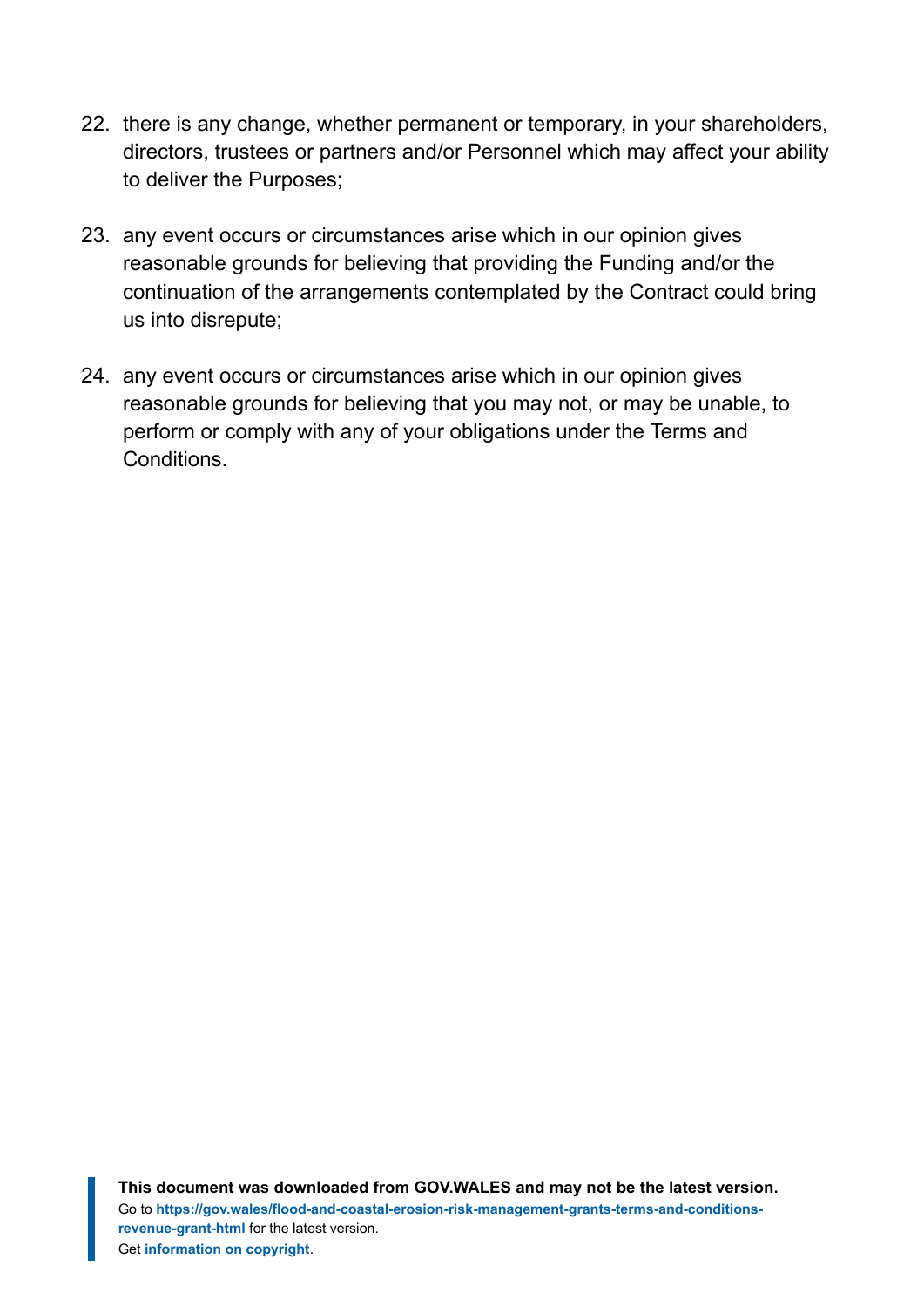22. there is any change, whether permanent or temporary, in your shareholders, directors, trustees or partners and/or Personnel which may affect your ability to deliver the Purposes;

23. any event occurs or circumstances arise which in our opinion gives reasonable grounds for believing that providing the Funding and/or the continuation of the arrangements contemplated by the Contract could bring us into disrepute;

24. any event occurs or circumstances arise which in our opinion gives reasonable grounds for believing that you may not, or may be unable, to perform or comply with any of your obligations under the Terms and Conditions.

**This document was downloaded from GOV.WALES and may not be the latest version.**
Go to **https://gov.wales/flood-and-coastal-erosion-risk-management-grants-terms-and-conditions-revenue-grant-html** for the latest version.
Get **information on copyright**.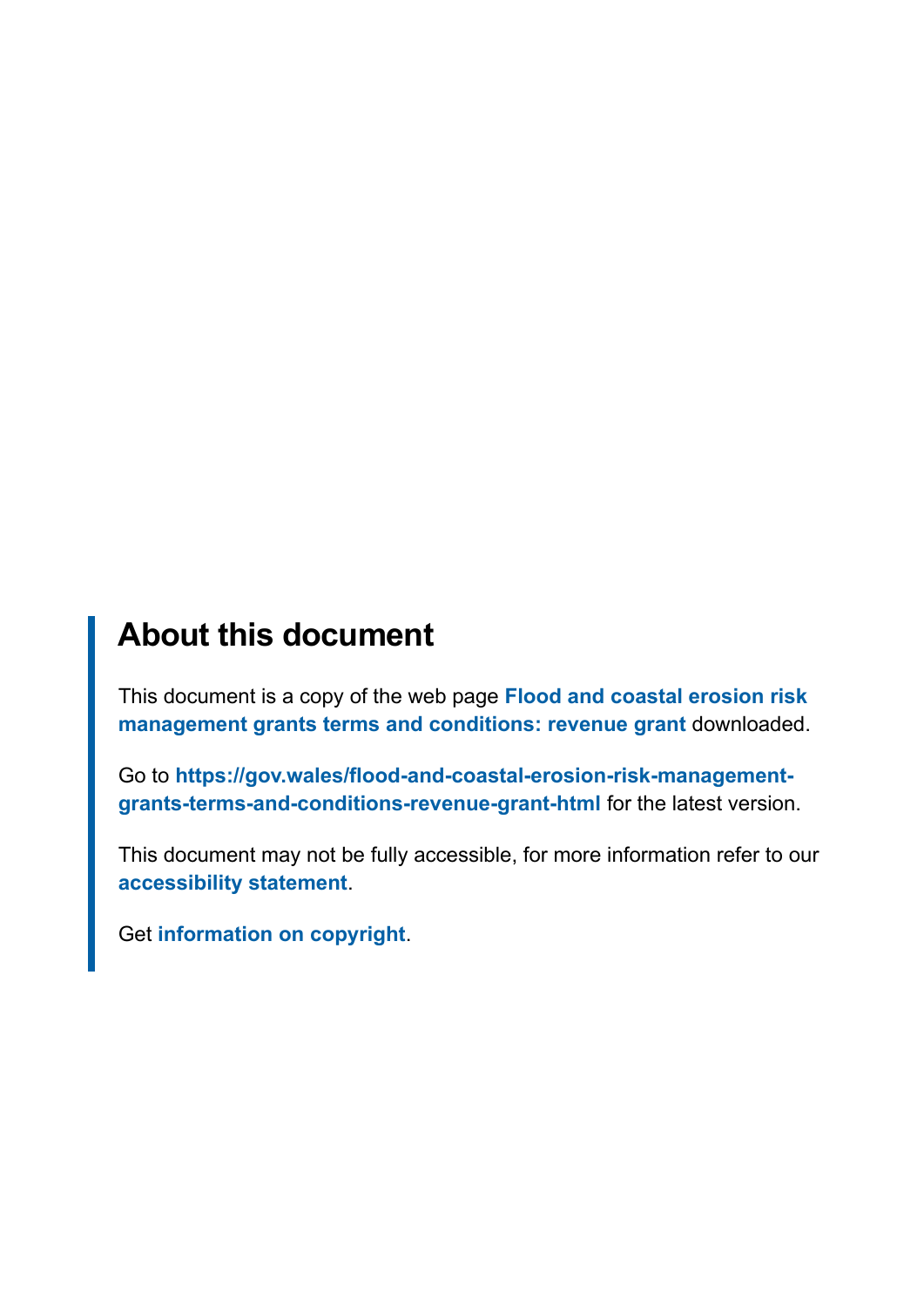## About this document

This document is a copy of the web page **Flood and coastal erosion risk management grants terms and conditions: revenue grant** downloaded.

Go to **https://gov.wales/flood-and-coastal-erosion-risk-management-grants-terms-and-conditions-revenue-grant-html** for the latest version.

This document may not be fully accessible, for more information refer to our **accessibility statement**.

Get **information on copyright**.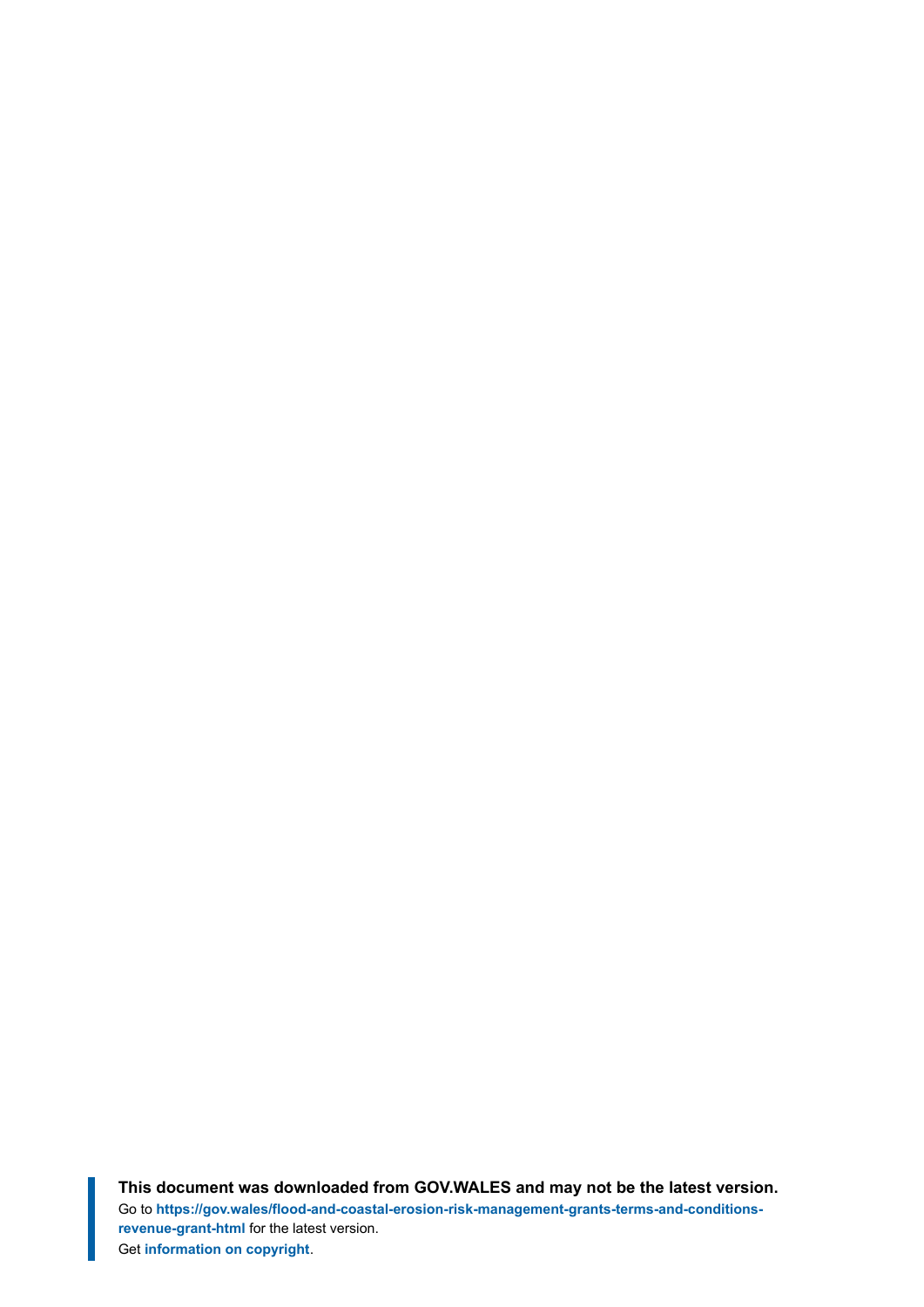**This document was downloaded from GOV.WALES and may not be the latest version.**

Go to **https://gov.wales/flood-and-coastal-erosion-risk-management-grants-terms-and-conditions-revenue-grant-html** for the latest version.

Get **information on copyright**.